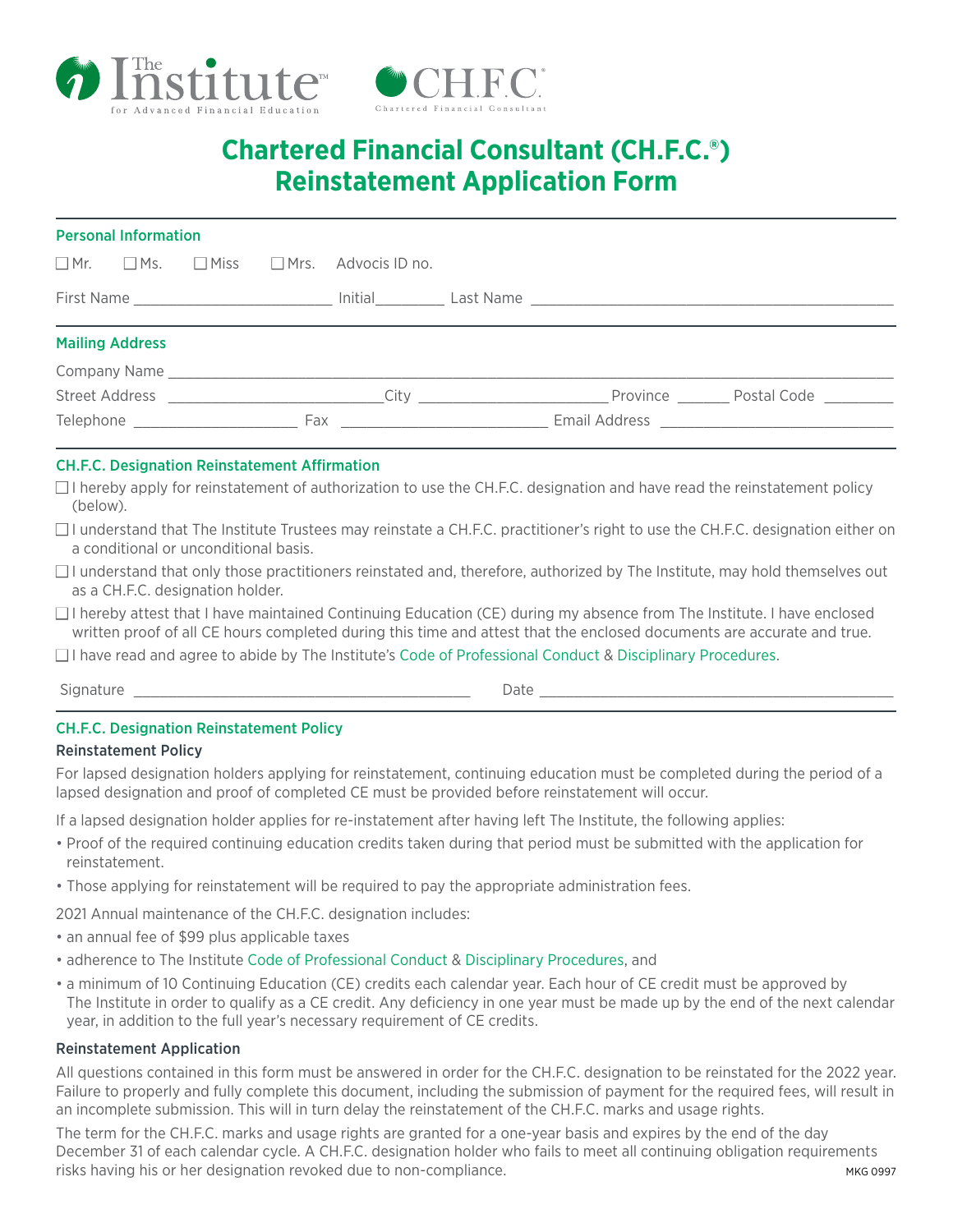# Chartered Financial Consultant (CH.F.C.®) Reinstatement Application Form

## Personal Information

☐ Mr. ☐ Ms. ☐ Miss ☐ Mrs. Advocis ID no.

First Name ________________________ Initial________ Last Name ____________________________________________

## Mailing Address

Company Name ______________________________________________________________________________________

Street Address _________________________City _______________________Province _______ Postal Code ________

Telephone ____________________ Fax _________________________ Email Address ____________________________

## CH.F.C. Designation Reinstatement Affirmation

☐ I hereby apply for reinstatement of authorization to use the CH.F.C. designation and have read the reinstatement policy (below).

☐ I understand that The Institute Trustees may reinstate a CH.F.C. practitioner's right to use the CH.F.C. designation either on a conditional or unconditional basis.

☐ I understand that only those practitioners reinstated and, therefore, authorized by The Institute, may hold themselves out as a CH.F.C. designation holder.

☐ I hereby attest that I have maintained Continuing Education (CE) during my absence from The Institute. I have enclosed written proof of all CE hours completed during this time and attest that the enclosed documents are accurate and true.

☐ I have read and agree to abide by The Institute's Code of Professional Conduct & Disciplinary Procedures.

Signature ___________________________________________ Date _____________________________________________

## CH.F.C. Designation Reinstatement Policy

### Reinstatement Policy

For lapsed designation holders applying for reinstatement, continuing education must be completed during the period of a lapsed designation and proof of completed CE must be provided before reinstatement will occur.

If a lapsed designation holder applies for re-instatement after having left The Institute, the following applies:

- Proof of the required continuing education credits taken during that period must be submitted with the application for reinstatement.
- Those applying for reinstatement will be required to pay the appropriate administration fees.

2021 Annual maintenance of the CH.F.C. designation includes:

- an annual fee of $99 plus applicable taxes
- adherence to The Institute Code of Professional Conduct & Disciplinary Procedures, and
- a minimum of 10 Continuing Education (CE) credits each calendar year. Each hour of CE credit must be approved by The Institute in order to qualify as a CE credit. Any deficiency in one year must be made up by the end of the next calendar year, in addition to the full year's necessary requirement of CE credits.

### Reinstatement Application

All questions contained in this form must be answered in order for the CH.F.C. designation to be reinstated for the 2022 year. Failure to properly and fully complete this document, including the submission of payment for the required fees, will result in an incomplete submission. This will in turn delay the reinstatement of the CH.F.C. marks and usage rights.

The term for the CH.F.C. marks and usage rights are granted for a one-year basis and expires by the end of the day December 31 of each calendar cycle. A CH.F.C. designation holder who fails to meet all continuing obligation requirements risks having his or her designation revoked due to non-compliance.

MKG 0997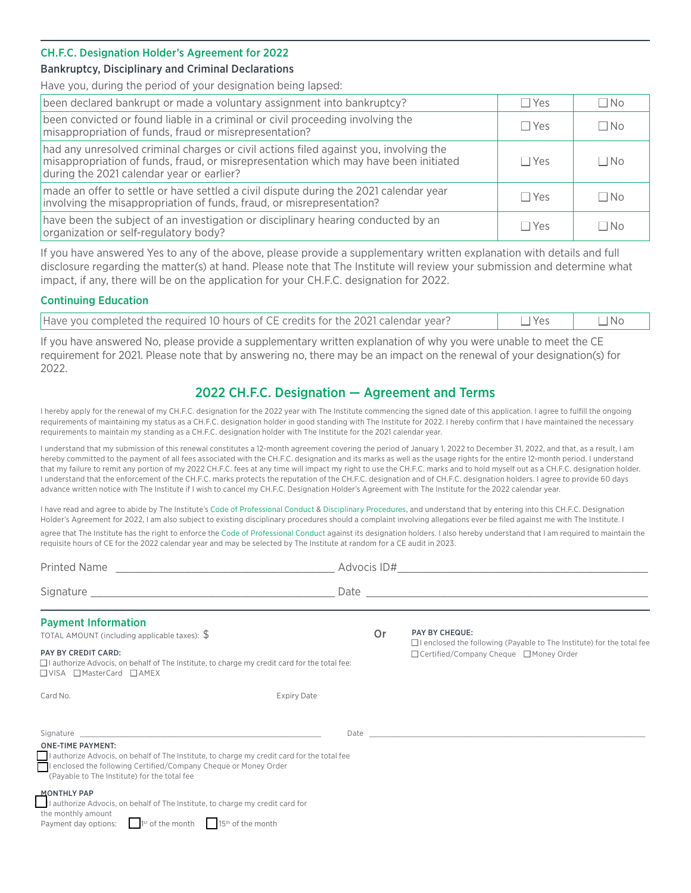## CH.F.C. Designation Holder's Agreement for 2022

### Bankruptcy, Disciplinary and Criminal Declarations

Have you, during the period of your designation being lapsed:

| | | |
|---|---|---|
| been declared bankrupt or made a voluntary assignment into bankruptcy? | ☐ Yes | ☐ No |
| been convicted or found liable in a criminal or civil proceeding involving the misappropriation of funds, fraud or misrepresentation? | ☐ Yes | ☐ No |
| had any unresolved criminal charges or civil actions filed against you, involving the misappropriation of funds, fraud, or misrepresentation which may have been initiated during the 2021 calendar year or earlier? | ☐ Yes | ☐ No |
| made an offer to settle or have settled a civil dispute during the 2021 calendar year involving the misappropriation of funds, fraud, or misrepresentation? | ☐ Yes | ☐ No |
| have been the subject of an investigation or disciplinary hearing conducted by an organization or self-regulatory body? | ☐ Yes | ☐ No |

If you have answered Yes to any of the above, please provide a supplementary written explanation with details and full disclosure regarding the matter(s) at hand. Please note that The Institute will review your submission and determine what impact, if any, there will be on the application for your CH.F.C. designation for 2022.

### Continuing Education

| | | |
|---|---|---|
| Have you completed the required 10 hours of CE credits for the 2021 calendar year? | ☐ Yes | ☐ No |

If you have answered No, please provide a supplementary written explanation of why you were unable to meet the CE requirement for 2021. Please note that by answering no, there may be an impact on the renewal of your designation(s) for 2022.

## 2022 CH.F.C. Designation — Agreement and Terms

I hereby apply for the renewal of my CH.F.C. designation for the 2022 year with The Institute commencing the signed date of this application. I agree to fulfill the ongoing requirements of maintaining my status as a CH.F.C. designation holder in good standing with The Institute for 2022. I hereby confirm that I have maintained the necessary requirements to maintain my standing as a CH.F.C. designation holder with The Institute for the 2021 calendar year.

I understand that my submission of this renewal constitutes a 12-month agreement covering the period of January 1, 2022 to December 31, 2022, and that, as a result, I am hereby committed to the payment of all fees associated with the CH.F.C. designation and its marks as well as the usage rights for the entire 12-month period. I understand that my failure to remit any portion of my 2022 CH.F.C. fees at any time will impact my right to use the CH.F.C. marks and to hold myself out as a CH.F.C. designation holder. I understand that the enforcement of the CH.F.C. marks protects the reputation of the CH.F.C. designation and of CH.F.C. designation holders. I agree to provide 60 days advance written notice with The Institute if I wish to cancel my CH.F.C. Designation Holder's Agreement with The Institute for the 2022 calendar year.

I have read and agree to abide by The Institute's Code of Professional Conduct & Disciplinary Procedures, and understand that by entering into this CH.F.C. Designation Holder's Agreement for 2022, I am also subject to existing disciplinary procedures should a complaint involving allegations ever be filed against me with The Institute. I agree that The Institute has the right to enforce the Code of Professional Conduct against its designation holders. I also hereby understand that I am required to maintain the requisite hours of CE for the 2022 calendar year and may be selected by The Institute at random for a CE audit in 2023.

Printed Name ______________________________ Advocis ID#______________________________

Signature ______________________________ Date ______________________________

### Payment Information

TOTAL AMOUNT (including applicable taxes): $

**PAY BY CREDIT CARD:**

☐ I authorize Advocis, on behalf of The Institute, to charge my credit card for the total fee:
☐ VISA ☐ MasterCard ☐ AMEX

Card No. Expiry Date

Or

**PAY BY CHEQUE:**

☐ I enclosed the following (Payable to The Institute) for the total fee
☐ Certified/Company Cheque ☐ Money Order

Signature ______________________________ Date ______________________________

**ONE-TIME PAYMENT:**

☐ I authorize Advocis, on behalf of The Institute, to charge my credit card for the total fee
☐ I enclosed the following Certified/Company Cheque or Money Order (Payable to The Institute) for the total fee

**MONTHLY PAP**

☐ I authorize Advocis, on behalf of The Institute, to charge my credit card for the monthly amount

Payment day options: ☐ 1st of the month ☐ 15th of the month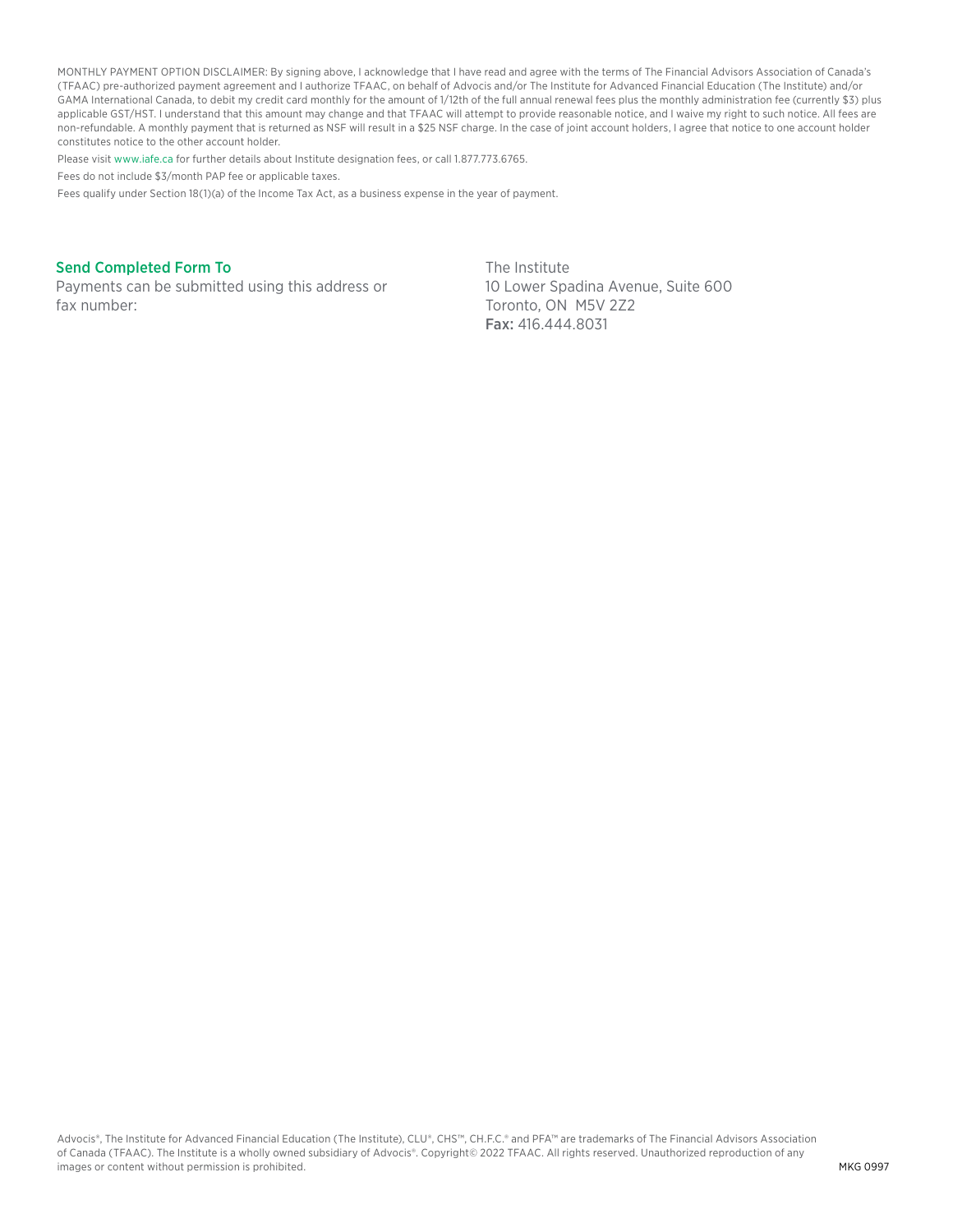MONTHLY PAYMENT OPTION DISCLAIMER: By signing above, I acknowledge that I have read and agree with the terms of The Financial Advisors Association of Canada's (TFAAC) pre-authorized payment agreement and I authorize TFAAC, on behalf of Advocis and/or The Institute for Advanced Financial Education (The Institute) and/or GAMA International Canada, to debit my credit card monthly for the amount of 1/12th of the full annual renewal fees plus the monthly administration fee (currently $3) plus applicable GST/HST. I understand that this amount may change and that TFAAC will attempt to provide reasonable notice, and I waive my right to such notice. All fees are non-refundable. A monthly payment that is returned as NSF will result in a $25 NSF charge. In the case of joint account holders, I agree that notice to one account holder constitutes notice to the other account holder.

Please visit www.iafe.ca for further details about Institute designation fees, or call 1.877.773.6765.

Fees do not include $3/month PAP fee or applicable taxes.

Fees qualify under Section 18(1)(a) of the Income Tax Act, as a business expense in the year of payment.

## Send Completed Form To

Payments can be submitted using this address or fax number:

The Institute
10 Lower Spadina Avenue, Suite 600
Toronto, ON  M5V 2Z2
**Fax:** 416.444.8031

Advocis®, The Institute for Advanced Financial Education (The Institute), CLU®, CHS™, CH.F.C.® and PFA™ are trademarks of The Financial Advisors Association of Canada (TFAAC). The Institute is a wholly owned subsidiary of Advocis®. Copyright© 2022 TFAAC. All rights reserved. Unauthorized reproduction of any images or content without permission is prohibited.

MKG 0997